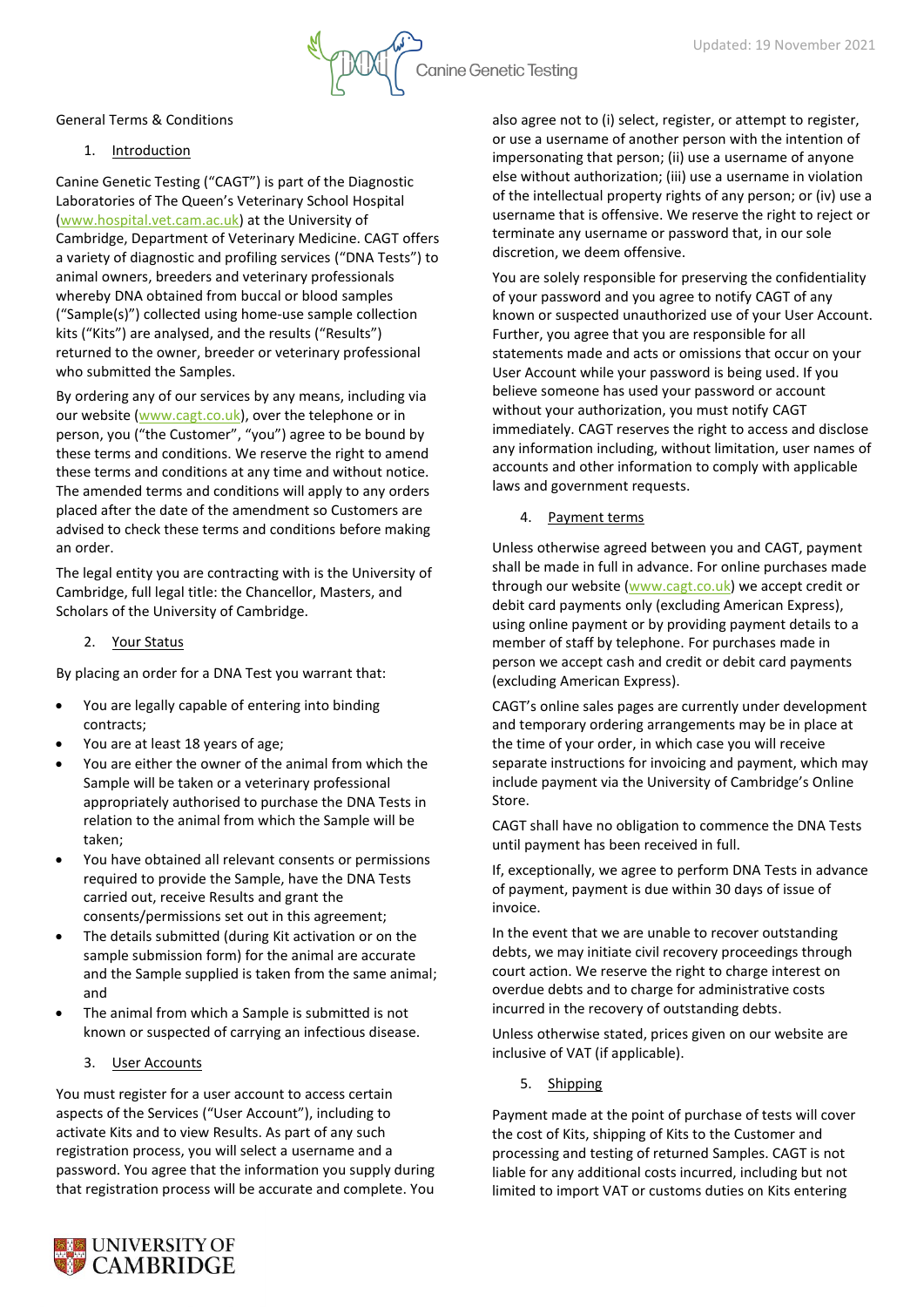Updated: 19 November 2021

General Terms & Conditions

## 1. Introduction

Canine Genetic Testing ("CAGT") is part of the Diagnostic Laboratories of The Queen's Veterinary School Hospital (www.hospital.vet.cam.ac.uk) at the University of Cambridge, Department of Veterinary Medicine. CAGT offers a variety of diagnostic and profiling services ("DNA Tests") to animal owners, breeders and veterinary professionals whereby DNA obtained from buccal or blood samples ("Sample(s)") collected using home-use sample collection kits ("Kits") are analysed, and the results ("Results") returned to the owner, breeder or veterinary professional who submitted the Samples.

By ordering any of our services by any means, including via our website (www.cagt.co.uk), over the telephone or in person, you ("the Customer", "you") agree to be bound by these terms and conditions. We reserve the right to amend these terms and conditions at any time and without notice. The amended terms and conditions will apply to any orders placed after the date of the amendment so Customers are advised to check these terms and conditions before making an order.

The legal entity you are contracting with is the University of Cambridge, full legal title: the Chancellor, Masters, and Scholars of the University of Cambridge.

## 2. Your Status

By placing an order for a DNA Test you warrant that:

- You are legally capable of entering into binding contracts;
- You are at least 18 years of age;
- You are either the owner of the animal from which the Sample will be taken or a veterinary professional appropriately authorised to purchase the DNA Tests in relation to the animal from which the Sample will be taken;
- You have obtained all relevant consents or permissions required to provide the Sample, have the DNA Tests carried out, receive Results and grant the consents/permissions set out in this agreement;
- The details submitted (during Kit activation or on the sample submission form) for the animal are accurate and the Sample supplied is taken from the same animal; and
- The animal from which a Sample is submitted is not known or suspected of carrying an infectious disease.

## 3. User Accounts

You must register for a user account to access certain aspects of the Services ("User Account"), including to activate Kits and to view Results. As part of any such registration process, you will select a username and a password. You agree that the information you supply during that registration process will be accurate and complete. You also agree not to (i) select, register, or attempt to register, or use a username of another person with the intention of impersonating that person; (ii) use a username of anyone else without authorization; (iii) use a username in violation of the intellectual property rights of any person; or (iv) use a username that is offensive. We reserve the right to reject or terminate any username or password that, in our sole discretion, we deem offensive.

You are solely responsible for preserving the confidentiality of your password and you agree to notify CAGT of any known or suspected unauthorized use of your User Account. Further, you agree that you are responsible for all statements made and acts or omissions that occur on your User Account while your password is being used. If you believe someone has used your password or account without your authorization, you must notify CAGT immediately. CAGT reserves the right to access and disclose any information including, without limitation, user names of accounts and other information to comply with applicable laws and government requests.

## 4. Payment terms

Unless otherwise agreed between you and CAGT, payment shall be made in full in advance. For online purchases made through our website (www.cagt.co.uk) we accept credit or debit card payments only (excluding American Express), using online payment or by providing payment details to a member of staff by telephone. For purchases made in person we accept cash and credit or debit card payments (excluding American Express).

CAGT's online sales pages are currently under development and temporary ordering arrangements may be in place at the time of your order, in which case you will receive separate instructions for invoicing and payment, which may include payment via the University of Cambridge's Online Store.

CAGT shall have no obligation to commence the DNA Tests until payment has been received in full.

If, exceptionally, we agree to perform DNA Tests in advance of payment, payment is due within 30 days of issue of invoice.

In the event that we are unable to recover outstanding debts, we may initiate civil recovery proceedings through court action. We reserve the right to charge interest on overdue debts and to charge for administrative costs incurred in the recovery of outstanding debts.

Unless otherwise stated, prices given on our website are inclusive of VAT (if applicable).

## 5. Shipping

Payment made at the point of purchase of tests will cover the cost of Kits, shipping of Kits to the Customer and processing and testing of returned Samples. CAGT is not liable for any additional costs incurred, including but not limited to import VAT or customs duties on Kits entering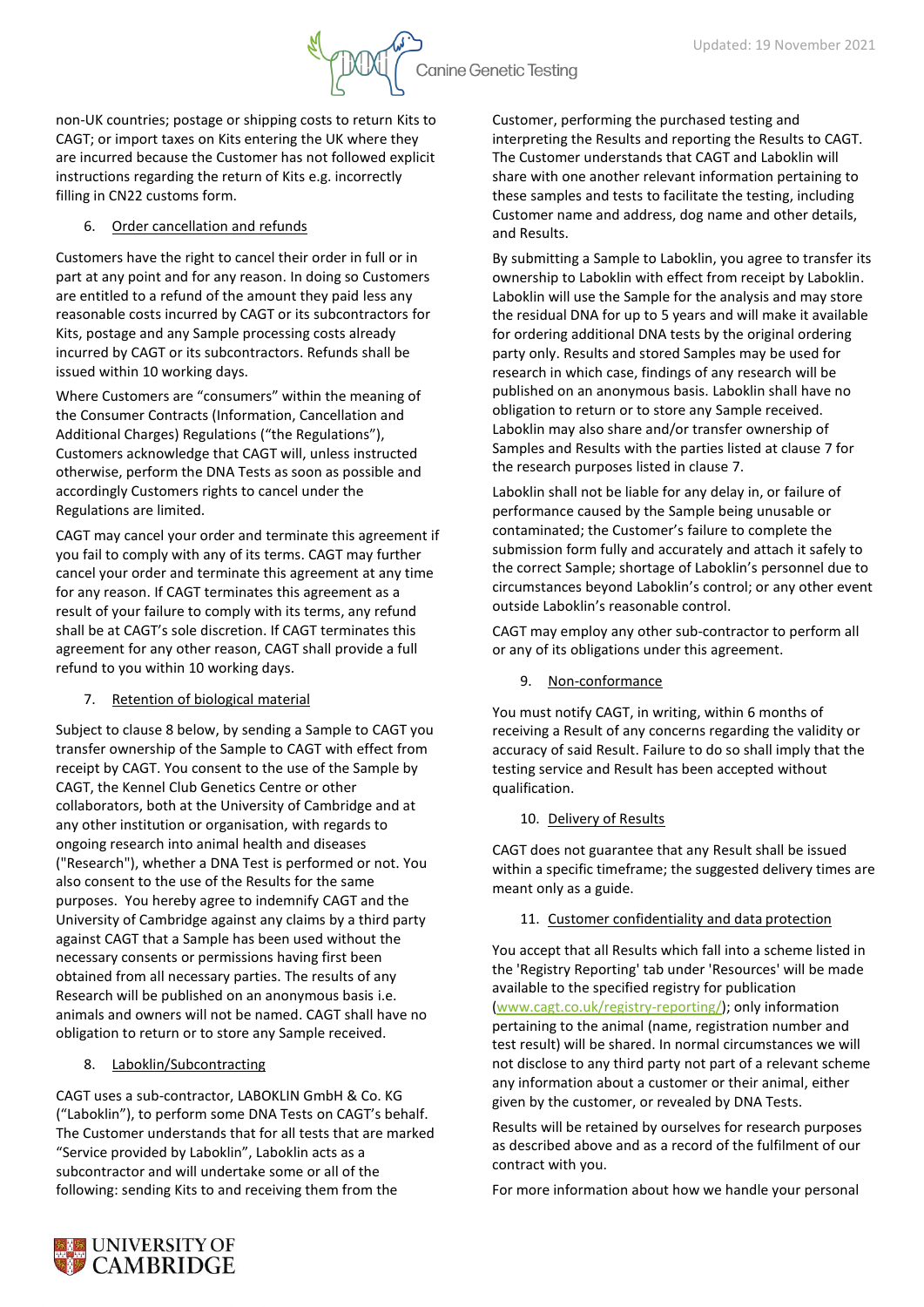non-UK countries; postage or shipping costs to return Kits to CAGT; or import taxes on Kits entering the UK where they are incurred because the Customer has not followed explicit instructions regarding the return of Kits e.g. incorrectly filling in CN22 customs form.

6. Order cancellation and refunds

Customers have the right to cancel their order in full or in part at any point and for any reason. In doing so Customers are entitled to a refund of the amount they paid less any reasonable costs incurred by CAGT or its subcontractors for Kits, postage and any Sample processing costs already incurred by CAGT or its subcontractors. Refunds shall be issued within 10 working days.

Where Customers are "consumers" within the meaning of the Consumer Contracts (Information, Cancellation and Additional Charges) Regulations ("the Regulations"), Customers acknowledge that CAGT will, unless instructed otherwise, perform the DNA Tests as soon as possible and accordingly Customers rights to cancel under the Regulations are limited.

CAGT may cancel your order and terminate this agreement if you fail to comply with any of its terms. CAGT may further cancel your order and terminate this agreement at any time for any reason. If CAGT terminates this agreement as a result of your failure to comply with its terms, any refund shall be at CAGT's sole discretion. If CAGT terminates this agreement for any other reason, CAGT shall provide a full refund to you within 10 working days.

7. Retention of biological material

Subject to clause 8 below, by sending a Sample to CAGT you transfer ownership of the Sample to CAGT with effect from receipt by CAGT. You consent to the use of the Sample by CAGT, the Kennel Club Genetics Centre or other collaborators, both at the University of Cambridge and at any other institution or organisation, with regards to ongoing research into animal health and diseases ("Research"), whether a DNA Test is performed or not. You also consent to the use of the Results for the same purposes. You hereby agree to indemnify CAGT and the University of Cambridge against any claims by a third party against CAGT that a Sample has been used without the necessary consents or permissions having first been obtained from all necessary parties. The results of any Research will be published on an anonymous basis i.e. animals and owners will not be named. CAGT shall have no obligation to return or to store any Sample received.

8. Laboklin/Subcontracting

CAGT uses a sub-contractor, LABOKLIN GmbH & Co. KG ("Laboklin"), to perform some DNA Tests on CAGT's behalf. The Customer understands that for all tests that are marked "Service provided by Laboklin", Laboklin acts as a subcontractor and will undertake some or all of the following: sending Kits to and receiving them from the Customer, performing the purchased testing and interpreting the Results and reporting the Results to CAGT. The Customer understands that CAGT and Laboklin will share with one another relevant information pertaining to these samples and tests to facilitate the testing, including Customer name and address, dog name and other details, and Results.

By submitting a Sample to Laboklin, you agree to transfer its ownership to Laboklin with effect from receipt by Laboklin. Laboklin will use the Sample for the analysis and may store the residual DNA for up to 5 years and will make it available for ordering additional DNA tests by the original ordering party only. Results and stored Samples may be used for research in which case, findings of any research will be published on an anonymous basis. Laboklin shall have no obligation to return or to store any Sample received. Laboklin may also share and/or transfer ownership of Samples and Results with the parties listed at clause 7 for the research purposes listed in clause 7.

Laboklin shall not be liable for any delay in, or failure of performance caused by the Sample being unusable or contaminated; the Customer's failure to complete the submission form fully and accurately and attach it safely to the correct Sample; shortage of Laboklin's personnel due to circumstances beyond Laboklin's control; or any other event outside Laboklin's reasonable control.

CAGT may employ any other sub-contractor to perform all or any of its obligations under this agreement.

9. Non-conformance

You must notify CAGT, in writing, within 6 months of receiving a Result of any concerns regarding the validity or accuracy of said Result. Failure to do so shall imply that the testing service and Result has been accepted without qualification.

10. Delivery of Results

CAGT does not guarantee that any Result shall be issued within a specific timeframe; the suggested delivery times are meant only as a guide.

11. Customer confidentiality and data protection

You accept that all Results which fall into a scheme listed in the 'Registry Reporting' tab under 'Resources' will be made available to the specified registry for publication (www.cagt.co.uk/registry-reporting/); only information pertaining to the animal (name, registration number and test result) will be shared. In normal circumstances we will not disclose to any third party not part of a relevant scheme any information about a customer or their animal, either given by the customer, or revealed by DNA Tests.

Results will be retained by ourselves for research purposes as described above and as a record of the fulfilment of our contract with you.

For more information about how we handle your personal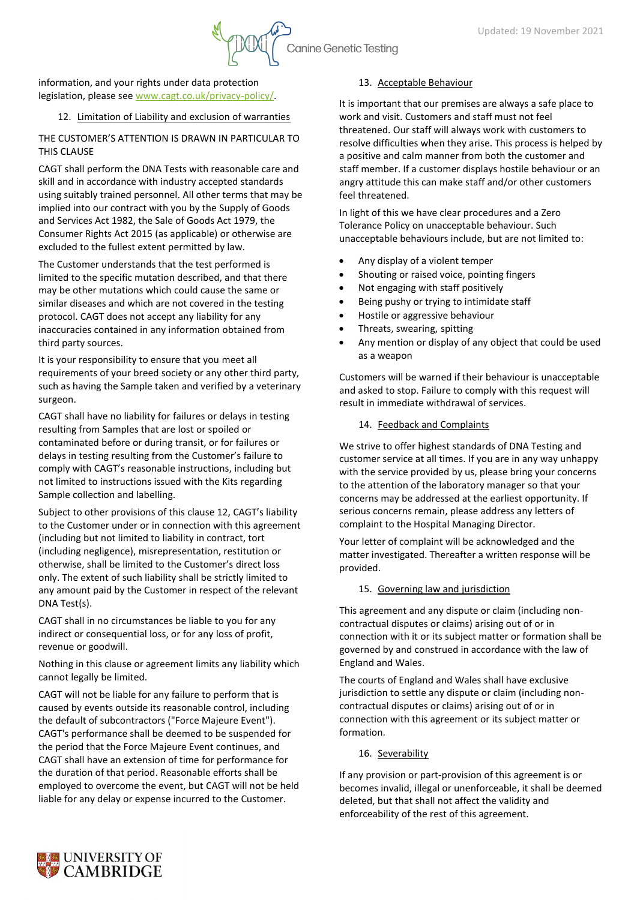information, and your rights under data protection legislation, please see www.cagt.co.uk/privacy-policy/.

## 12. Limitation of Liability and exclusion of warranties

THE CUSTOMER'S ATTENTION IS DRAWN IN PARTICULAR TO THIS CLAUSE

CAGT shall perform the DNA Tests with reasonable care and skill and in accordance with industry accepted standards using suitably trained personnel. All other terms that may be implied into our contract with you by the Supply of Goods and Services Act 1982, the Sale of Goods Act 1979, the Consumer Rights Act 2015 (as applicable) or otherwise are excluded to the fullest extent permitted by law.

The Customer understands that the test performed is limited to the specific mutation described, and that there may be other mutations which could cause the same or similar diseases and which are not covered in the testing protocol. CAGT does not accept any liability for any inaccuracies contained in any information obtained from third party sources.

It is your responsibility to ensure that you meet all requirements of your breed society or any other third party, such as having the Sample taken and verified by a veterinary surgeon.

CAGT shall have no liability for failures or delays in testing resulting from Samples that are lost or spoiled or contaminated before or during transit, or for failures or delays in testing resulting from the Customer's failure to comply with CAGT's reasonable instructions, including but not limited to instructions issued with the Kits regarding Sample collection and labelling.

Subject to other provisions of this clause 12, CAGT's liability to the Customer under or in connection with this agreement (including but not limited to liability in contract, tort (including negligence), misrepresentation, restitution or otherwise, shall be limited to the Customer's direct loss only. The extent of such liability shall be strictly limited to any amount paid by the Customer in respect of the relevant DNA Test(s).

CAGT shall in no circumstances be liable to you for any indirect or consequential loss, or for any loss of profit, revenue or goodwill.

Nothing in this clause or agreement limits any liability which cannot legally be limited.

CAGT will not be liable for any failure to perform that is caused by events outside its reasonable control, including the default of subcontractors ("Force Majeure Event"). CAGT's performance shall be deemed to be suspended for the period that the Force Majeure Event continues, and CAGT shall have an extension of time for performance for the duration of that period. Reasonable efforts shall be employed to overcome the event, but CAGT will not be held liable for any delay or expense incurred to the Customer.

## 13. Acceptable Behaviour

It is important that our premises are always a safe place to work and visit. Customers and staff must not feel threatened. Our staff will always work with customers to resolve difficulties when they arise. This process is helped by a positive and calm manner from both the customer and staff member. If a customer displays hostile behaviour or an angry attitude this can make staff and/or other customers feel threatened.

In light of this we have clear procedures and a Zero Tolerance Policy on unacceptable behaviour. Such unacceptable behaviours include, but are not limited to:

- Any display of a violent temper
- Shouting or raised voice, pointing fingers
- Not engaging with staff positively
- Being pushy or trying to intimidate staff
- Hostile or aggressive behaviour
- Threats, swearing, spitting
- Any mention or display of any object that could be used as a weapon

Customers will be warned if their behaviour is unacceptable and asked to stop. Failure to comply with this request will result in immediate withdrawal of services.

## 14. Feedback and Complaints

We strive to offer highest standards of DNA Testing and customer service at all times. If you are in any way unhappy with the service provided by us, please bring your concerns to the attention of the laboratory manager so that your concerns may be addressed at the earliest opportunity. If serious concerns remain, please address any letters of complaint to the Hospital Managing Director.

Your letter of complaint will be acknowledged and the matter investigated. Thereafter a written response will be provided.

## 15. Governing law and jurisdiction

This agreement and any dispute or claim (including non-contractual disputes or claims) arising out of or in connection with it or its subject matter or formation shall be governed by and construed in accordance with the law of England and Wales.

The courts of England and Wales shall have exclusive jurisdiction to settle any dispute or claim (including non-contractual disputes or claims) arising out of or in connection with this agreement or its subject matter or formation.

## 16. Severability

If any provision or part-provision of this agreement is or becomes invalid, illegal or unenforceable, it shall be deemed deleted, but that shall not affect the validity and enforceability of the rest of this agreement.